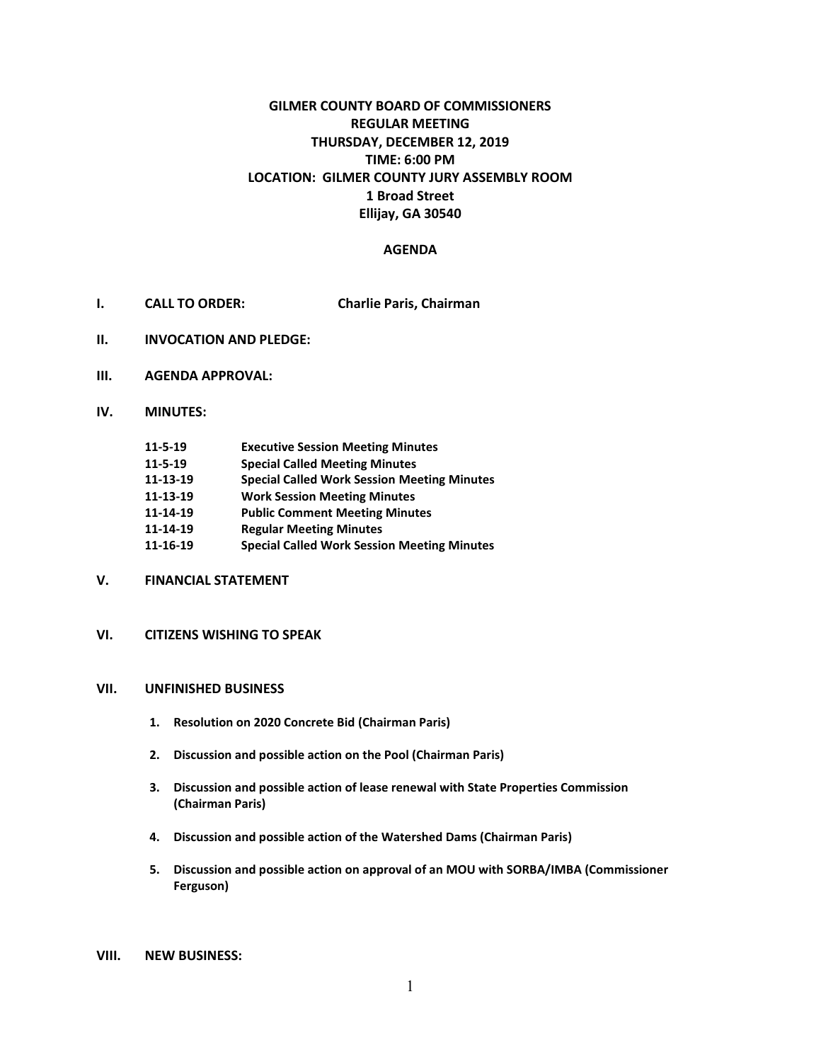# GILMER COUNTY BOARD OF COMMISSIONERS

**REGULAR MEETING**
**THURSDAY, DECEMBER 12, 2019**
**TIME: 6:00 PM**
**LOCATION: GILMER COUNTY JURY ASSEMBLY ROOM**
**1 Broad Street**
**Ellijay, GA 30540**

## AGENDA

**I. CALL TO ORDER:** **Charlie Paris, Chairman**

**II. INVOCATION AND PLEDGE:**

**III. AGENDA APPROVAL:**

**IV. MINUTES:**

| | |
|---|---|
| **11-5-19** | **Executive Session Meeting Minutes** |
| **11-5-19** | **Special Called Meeting Minutes** |
| **11-13-19** | **Special Called Work Session Meeting Minutes** |
| **11-13-19** | **Work Session Meeting Minutes** |
| **11-14-19** | **Public Comment Meeting Minutes** |
| **11-14-19** | **Regular Meeting Minutes** |
| **11-16-19** | **Special Called Work Session Meeting Minutes** |

**V. FINANCIAL STATEMENT**

**VI. CITIZENS WISHING TO SPEAK**

**VII. UNFINISHED BUSINESS**

1. **Resolution on 2020 Concrete Bid (Chairman Paris)**
2. **Discussion and possible action on the Pool (Chairman Paris)**
3. **Discussion and possible action of lease renewal with State Properties Commission (Chairman Paris)**
4. **Discussion and possible action of the Watershed Dams (Chairman Paris)**
5. **Discussion and possible action on approval of an MOU with SORBA/IMBA (Commissioner Ferguson)**

**VIII. NEW BUSINESS:**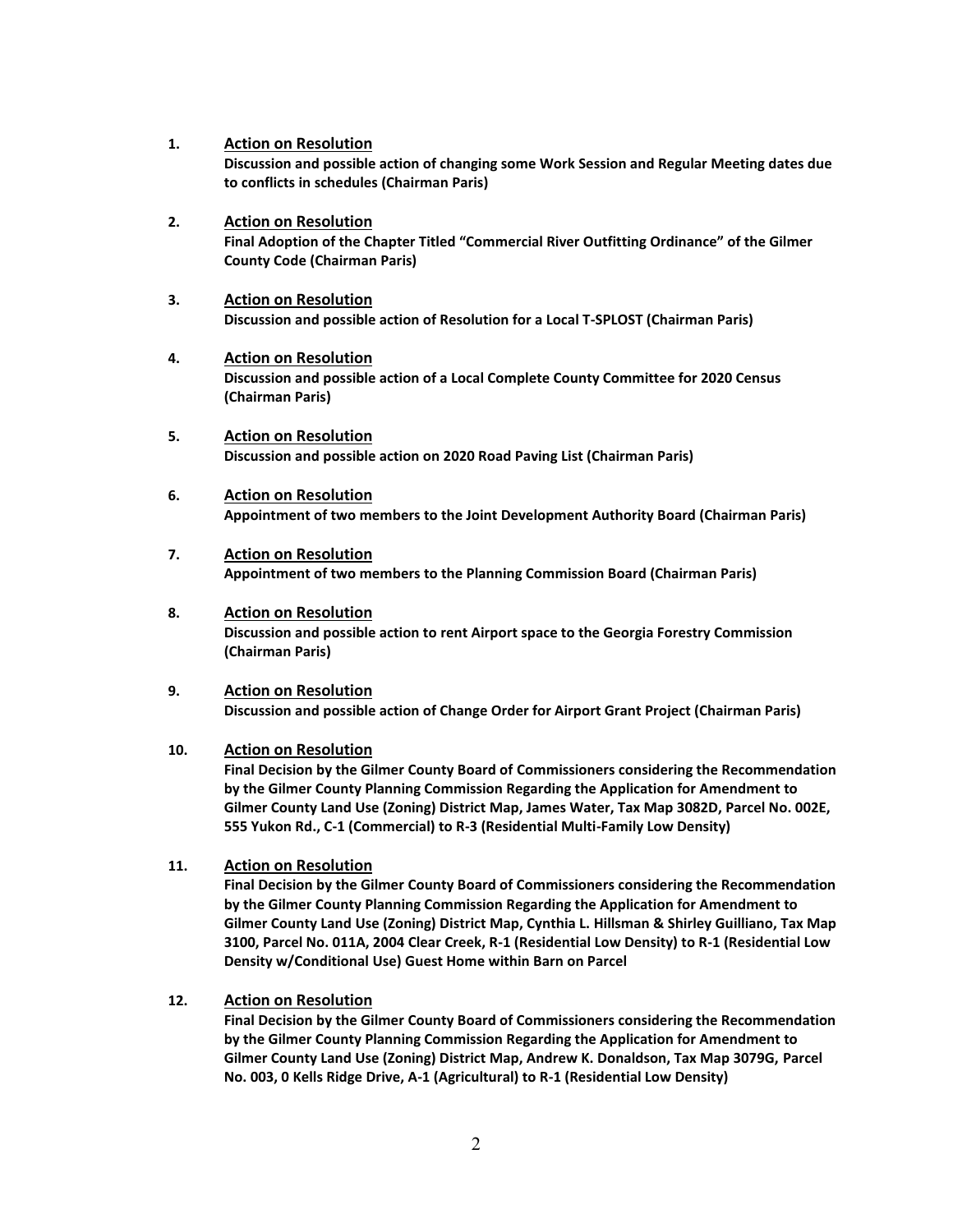1. **<u>Action on Resolution</u>**
   **Discussion and possible action of changing some Work Session and Regular Meeting dates due to conflicts in schedules (Chairman Paris)**

2. **<u>Action on Resolution</u>**
   **Final Adoption of the Chapter Titled "Commercial River Outfitting Ordinance" of the Gilmer County Code (Chairman Paris)**

3. **<u>Action on Resolution</u>**
   **Discussion and possible action of Resolution for a Local T-SPLOST (Chairman Paris)**

4. **<u>Action on Resolution</u>**
   **Discussion and possible action of a Local Complete County Committee for 2020 Census (Chairman Paris)**

5. **<u>Action on Resolution</u>**
   **Discussion and possible action on 2020 Road Paving List (Chairman Paris)**

6. **<u>Action on Resolution</u>**
   **Appointment of two members to the Joint Development Authority Board (Chairman Paris)**

7. **<u>Action on Resolution</u>**
   **Appointment of two members to the Planning Commission Board (Chairman Paris)**

8. **<u>Action on Resolution</u>**
   **Discussion and possible action to rent Airport space to the Georgia Forestry Commission (Chairman Paris)**

9. **<u>Action on Resolution</u>**
   **Discussion and possible action of Change Order for Airport Grant Project (Chairman Paris)**

10. **<u>Action on Resolution</u>**
    **Final Decision by the Gilmer County Board of Commissioners considering the Recommendation by the Gilmer County Planning Commission Regarding the Application for Amendment to Gilmer County Land Use (Zoning) District Map, James Water, Tax Map 3082D, Parcel No. 002E, 555 Yukon Rd., C-1 (Commercial) to R-3 (Residential Multi-Family Low Density)**

11. **<u>Action on Resolution</u>**
    **Final Decision by the Gilmer County Board of Commissioners considering the Recommendation by the Gilmer County Planning Commission Regarding the Application for Amendment to Gilmer County Land Use (Zoning) District Map, Cynthia L. Hillsman & Shirley Guilliano, Tax Map 3100, Parcel No. 011A, 2004 Clear Creek, R-1 (Residential Low Density) to R-1 (Residential Low Density w/Conditional Use) Guest Home within Barn on Parcel**

12. **<u>Action on Resolution</u>**
    **Final Decision by the Gilmer County Board of Commissioners considering the Recommendation by the Gilmer County Planning Commission Regarding the Application for Amendment to Gilmer County Land Use (Zoning) District Map, Andrew K. Donaldson, Tax Map 3079G, Parcel No. 003, 0 Kells Ridge Drive, A-1 (Agricultural) to R-1 (Residential Low Density)**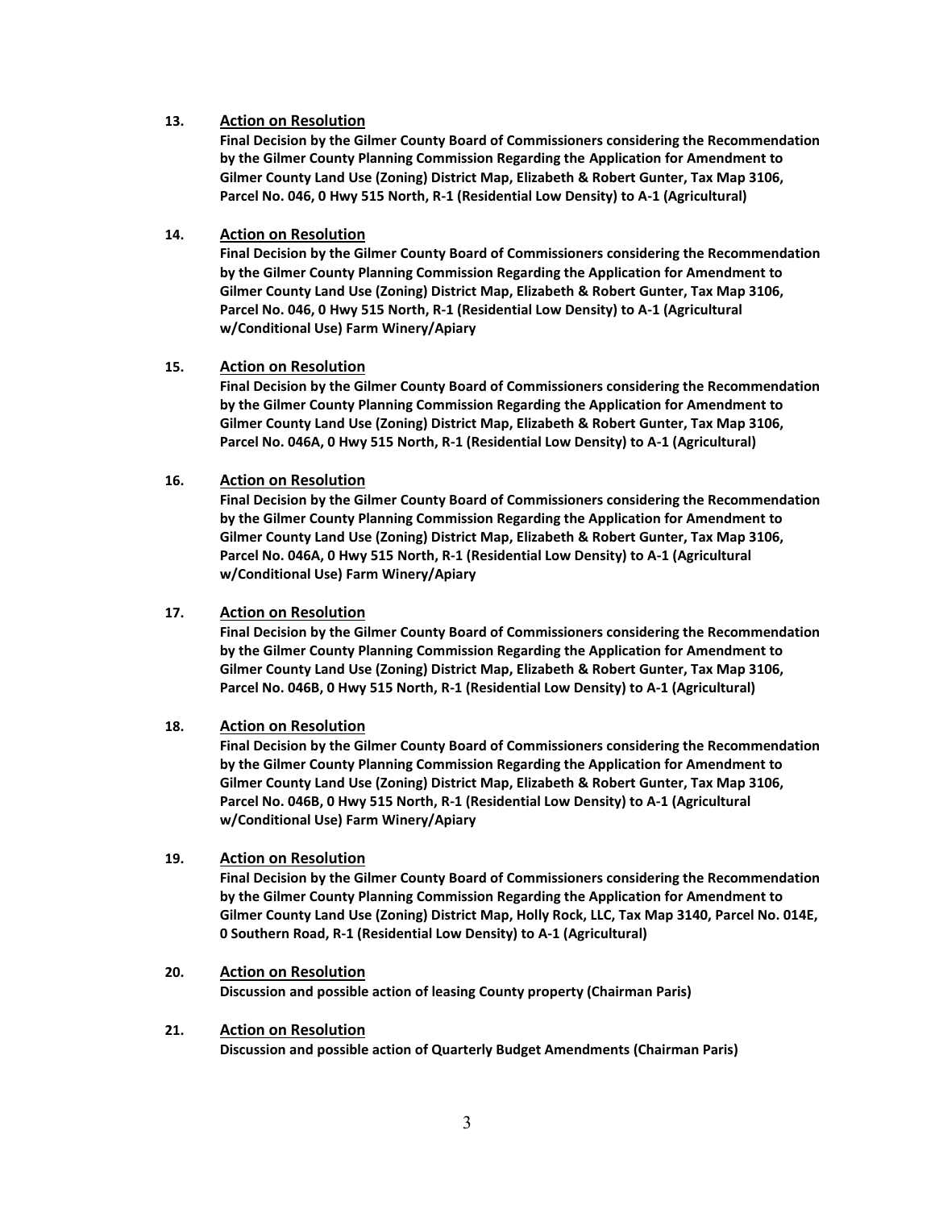13. **Action on Resolution**

    **Final Decision by the Gilmer County Board of Commissioners considering the Recommendation by the Gilmer County Planning Commission Regarding the Application for Amendment to Gilmer County Land Use (Zoning) District Map, Elizabeth & Robert Gunter, Tax Map 3106, Parcel No. 046, 0 Hwy 515 North, R-1 (Residential Low Density) to A-1 (Agricultural)**

14. **Action on Resolution**

    **Final Decision by the Gilmer County Board of Commissioners considering the Recommendation by the Gilmer County Planning Commission Regarding the Application for Amendment to Gilmer County Land Use (Zoning) District Map, Elizabeth & Robert Gunter, Tax Map 3106, Parcel No. 046, 0 Hwy 515 North, R-1 (Residential Low Density) to A-1 (Agricultural w/Conditional Use) Farm Winery/Apiary**

15. **Action on Resolution**

    **Final Decision by the Gilmer County Board of Commissioners considering the Recommendation by the Gilmer County Planning Commission Regarding the Application for Amendment to Gilmer County Land Use (Zoning) District Map, Elizabeth & Robert Gunter, Tax Map 3106, Parcel No. 046A, 0 Hwy 515 North, R-1 (Residential Low Density) to A-1 (Agricultural)**

16. **Action on Resolution**

    **Final Decision by the Gilmer County Board of Commissioners considering the Recommendation by the Gilmer County Planning Commission Regarding the Application for Amendment to Gilmer County Land Use (Zoning) District Map, Elizabeth & Robert Gunter, Tax Map 3106, Parcel No. 046A, 0 Hwy 515 North, R-1 (Residential Low Density) to A-1 (Agricultural w/Conditional Use) Farm Winery/Apiary**

17. **Action on Resolution**

    **Final Decision by the Gilmer County Board of Commissioners considering the Recommendation by the Gilmer County Planning Commission Regarding the Application for Amendment to Gilmer County Land Use (Zoning) District Map, Elizabeth & Robert Gunter, Tax Map 3106, Parcel No. 046B, 0 Hwy 515 North, R-1 (Residential Low Density) to A-1 (Agricultural)**

18. **Action on Resolution**

    **Final Decision by the Gilmer County Board of Commissioners considering the Recommendation by the Gilmer County Planning Commission Regarding the Application for Amendment to Gilmer County Land Use (Zoning) District Map, Elizabeth & Robert Gunter, Tax Map 3106, Parcel No. 046B, 0 Hwy 515 North, R-1 (Residential Low Density) to A-1 (Agricultural w/Conditional Use) Farm Winery/Apiary**

19. **Action on Resolution**

    **Final Decision by the Gilmer County Board of Commissioners considering the Recommendation by the Gilmer County Planning Commission Regarding the Application for Amendment to Gilmer County Land Use (Zoning) District Map, Holly Rock, LLC, Tax Map 3140, Parcel No. 014E, 0 Southern Road, R-1 (Residential Low Density) to A-1 (Agricultural)**

20. **Action on Resolution**

    **Discussion and possible action of leasing County property (Chairman Paris)**

21. **Action on Resolution**

    **Discussion and possible action of Quarterly Budget Amendments (Chairman Paris)**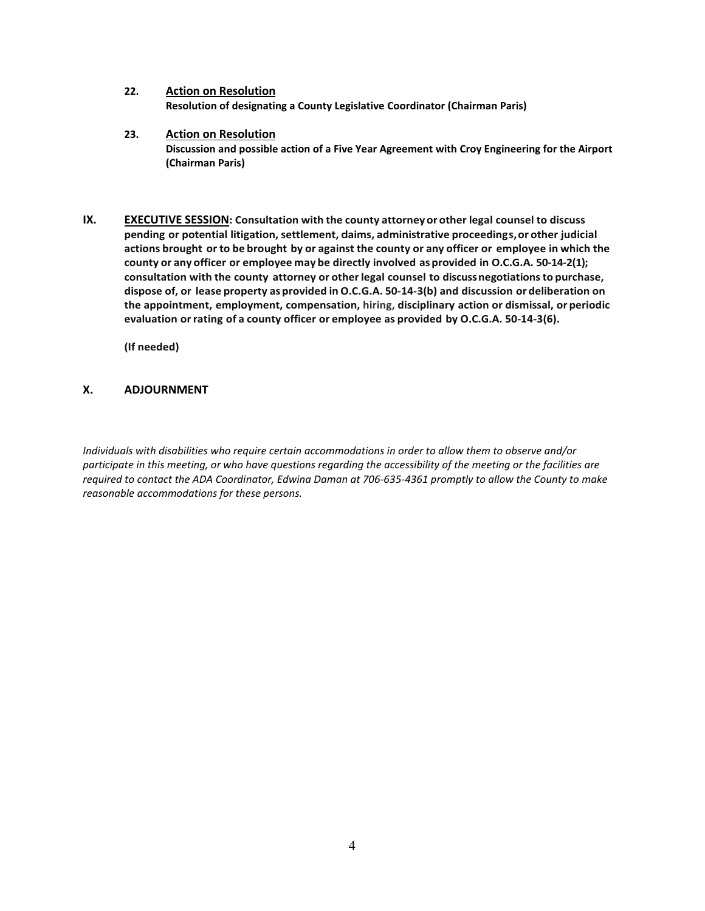22. **<u>Action on Resolution</u>**
    **Resolution of designating a County Legislative Coordinator (Chairman Paris)**

23. **<u>Action on Resolution</u>**
    **Discussion and possible action of a Five Year Agreement with Croy Engineering for the Airport (Chairman Paris)**

## IX. <u>EXECUTIVE SESSION</u>: Consultation with the county attorney or other legal counsel to discuss pending or potential litigation, settlement, daims, administrative proceedings, or other judicial actions brought or to be brought by or against the county or any officer or employee in which the county or any officer or employee may be directly involved as provided in O.C.G.A. 50-14-2(1); consultation with the county attorney or other legal counsel to discuss negotiations to purchase, dispose of, or lease property as provided in O.C.G.A. 50-14-3(b) and discussion or deliberation on the appointment, employment, compensation, hiring, disciplinary action or dismissal, or periodic evaluation or rating of a county officer or employee as provided by O.C.G.A. 50-14-3(6).

**(If needed)**

## X. ADJOURNMENT

*Individuals with disabilities who require certain accommodations in order to allow them to observe and/or participate in this meeting, or who have questions regarding the accessibility of the meeting or the facilities are required to contact the ADA Coordinator, Edwina Daman at 706-635-4361 promptly to allow the County to make reasonable accommodations for these persons.*